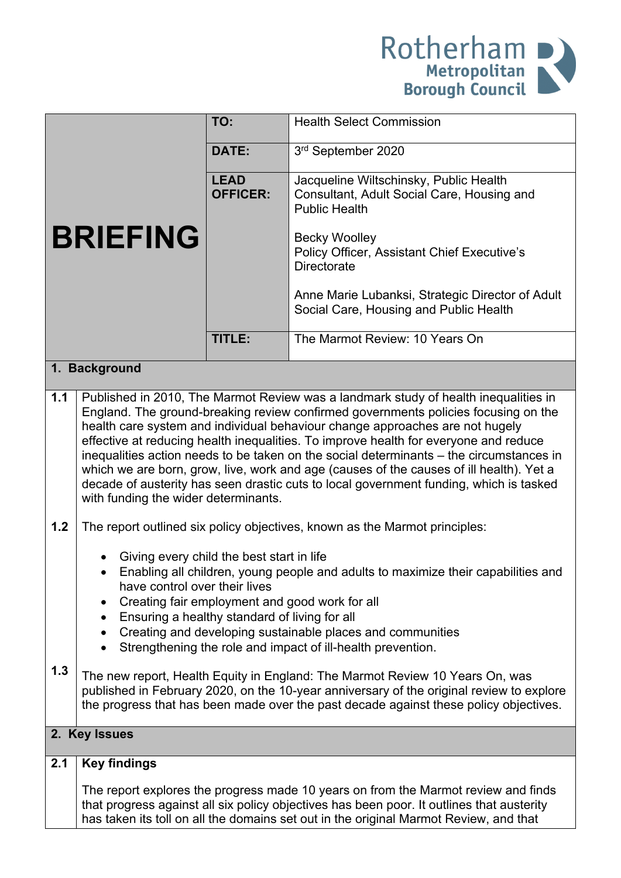Rotherham Metropolitan Borough Council

| BRIEFING | | |
|---|---|---|
| | **TO:** | Health Select Commission |
| | **DATE:** | 3rd September 2020 |
| | **LEAD OFFICER:** | Jacqueline Wiltschinsky, Public Health Consultant, Adult Social Care, Housing and Public Health<br><br>Becky Woolley<br>Policy Officer, Assistant Chief Executive's Directorate<br><br>Anne Marie Lubanksi, Strategic Director of Adult Social Care, Housing and Public Health |
| | **TITLE:** | The Marmot Review: 10 Years On |

## 1. Background

**1.1** Published in 2010, The Marmot Review was a landmark study of health inequalities in England. The ground-breaking review confirmed governments policies focusing on the health care system and individual behaviour change approaches are not hugely effective at reducing health inequalities. To improve health for everyone and reduce inequalities action needs to be taken on the social determinants – the circumstances in which we are born, grow, live, work and age (causes of the causes of ill health). Yet a decade of austerity has seen drastic cuts to local government funding, which is tasked with funding the wider determinants.

**1.2** The report outlined six policy objectives, known as the Marmot principles:

- Giving every child the best start in life
- Enabling all children, young people and adults to maximize their capabilities and have control over their lives
- Creating fair employment and good work for all
- Ensuring a healthy standard of living for all
- Creating and developing sustainable places and communities
- Strengthening the role and impact of ill-health prevention.

**1.3** The new report, Health Equity in England: The Marmot Review 10 Years On, was published in February 2020, on the 10-year anniversary of the original review to explore the progress that has been made over the past decade against these policy objectives.

## 2. Key Issues

**2.1** **Key findings**

The report explores the progress made 10 years on from the Marmot review and finds that progress against all six policy objectives has been poor. It outlines that austerity has taken its toll on all the domains set out in the original Marmot Review, and that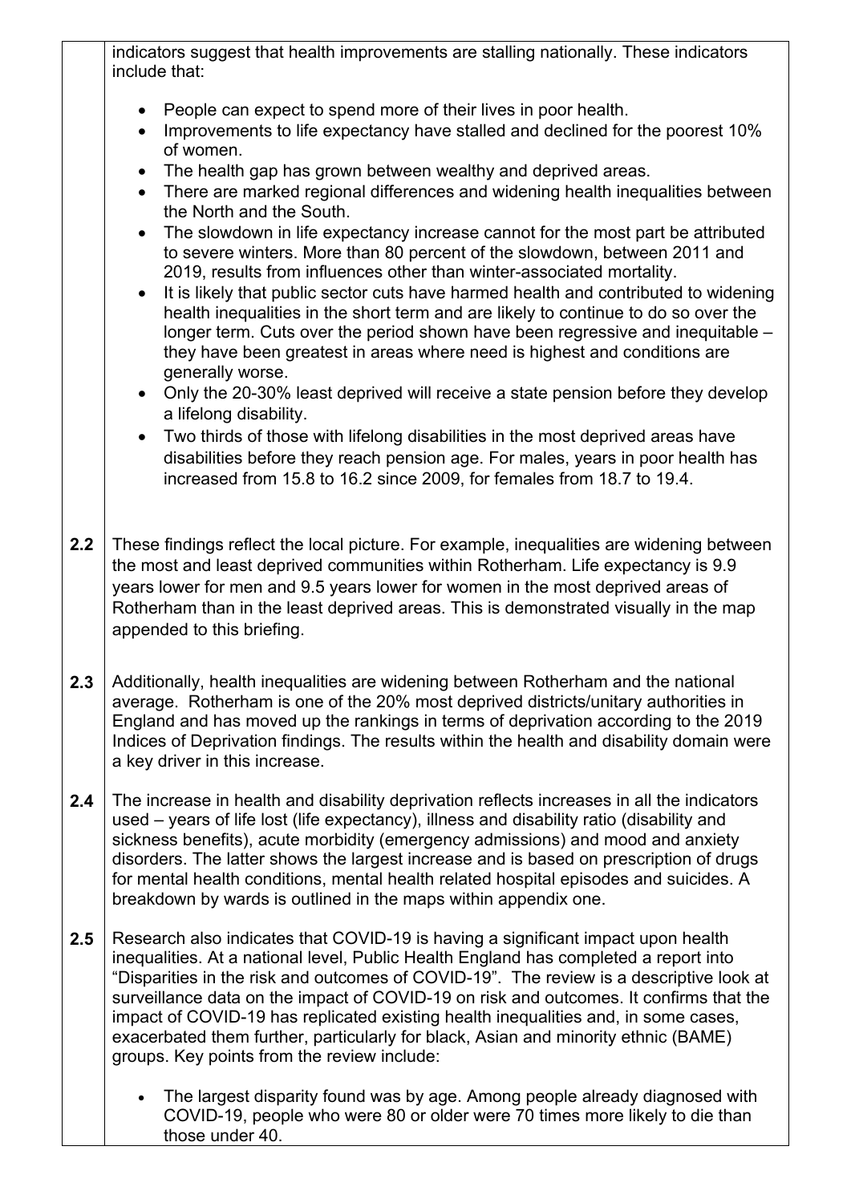indicators suggest that health improvements are stalling nationally. These indicators include that:

- People can expect to spend more of their lives in poor health.
- Improvements to life expectancy have stalled and declined for the poorest 10% of women.
- The health gap has grown between wealthy and deprived areas.
- There are marked regional differences and widening health inequalities between the North and the South.
- The slowdown in life expectancy increase cannot for the most part be attributed to severe winters. More than 80 percent of the slowdown, between 2011 and 2019, results from influences other than winter-associated mortality.
- It is likely that public sector cuts have harmed health and contributed to widening health inequalities in the short term and are likely to continue to do so over the longer term. Cuts over the period shown have been regressive and inequitable – they have been greatest in areas where need is highest and conditions are generally worse.
- Only the 20-30% least deprived will receive a state pension before they develop a lifelong disability.
- Two thirds of those with lifelong disabilities in the most deprived areas have disabilities before they reach pension age. For males, years in poor health has increased from 15.8 to 16.2 since 2009, for females from 18.7 to 19.4.

**2.2** These findings reflect the local picture. For example, inequalities are widening between the most and least deprived communities within Rotherham. Life expectancy is 9.9 years lower for men and 9.5 years lower for women in the most deprived areas of Rotherham than in the least deprived areas. This is demonstrated visually in the map appended to this briefing.

**2.3** Additionally, health inequalities are widening between Rotherham and the national average. Rotherham is one of the 20% most deprived districts/unitary authorities in England and has moved up the rankings in terms of deprivation according to the 2019 Indices of Deprivation findings. The results within the health and disability domain were a key driver in this increase.

**2.4** The increase in health and disability deprivation reflects increases in all the indicators used – years of life lost (life expectancy), illness and disability ratio (disability and sickness benefits), acute morbidity (emergency admissions) and mood and anxiety disorders. The latter shows the largest increase and is based on prescription of drugs for mental health conditions, mental health related hospital episodes and suicides. A breakdown by wards is outlined in the maps within appendix one.

**2.5** Research also indicates that COVID-19 is having a significant impact upon health inequalities. At a national level, Public Health England has completed a report into "Disparities in the risk and outcomes of COVID-19". The review is a descriptive look at surveillance data on the impact of COVID-19 on risk and outcomes. It confirms that the impact of COVID-19 has replicated existing health inequalities and, in some cases, exacerbated them further, particularly for black, Asian and minority ethnic (BAME) groups. Key points from the review include:

- The largest disparity found was by age. Among people already diagnosed with COVID-19, people who were 80 or older were 70 times more likely to die than those under 40.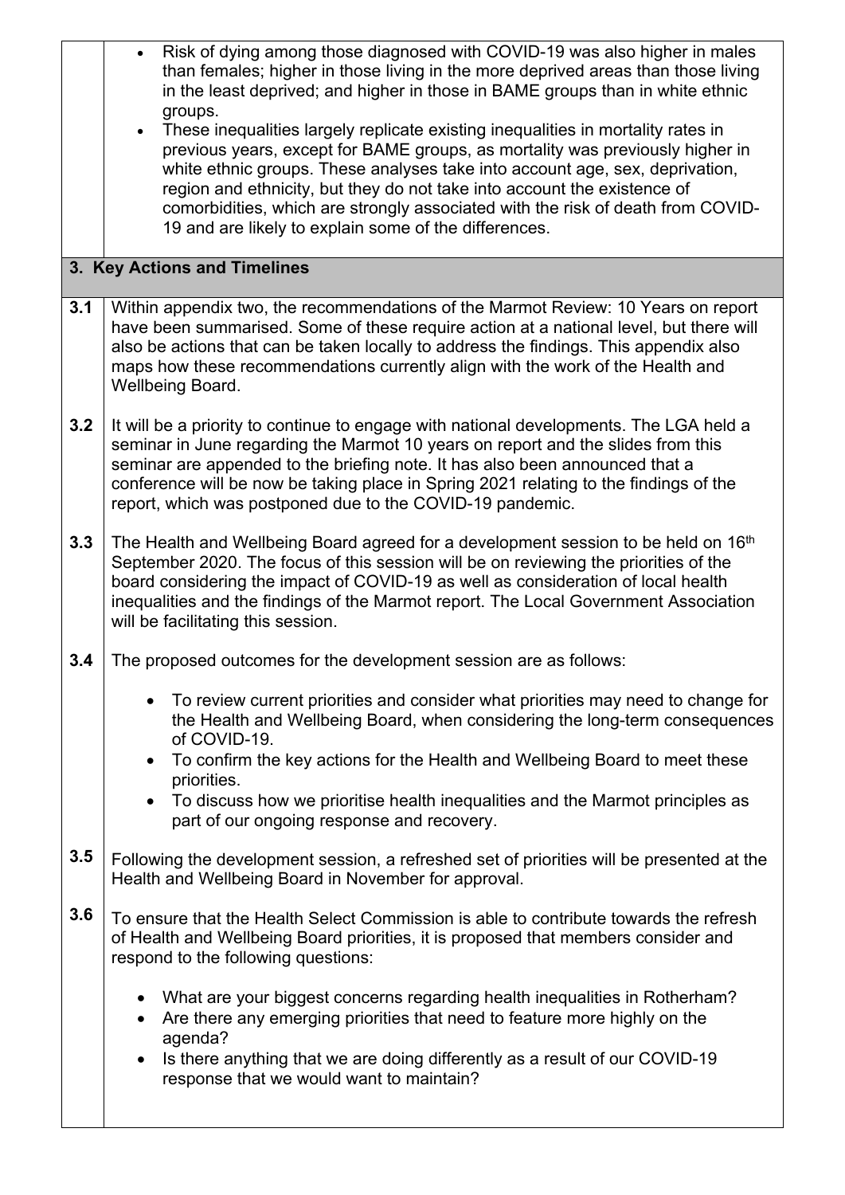- Risk of dying among those diagnosed with COVID-19 was also higher in males than females; higher in those living in the more deprived areas than those living in the least deprived; and higher in those in BAME groups than in white ethnic groups.
- These inequalities largely replicate existing inequalities in mortality rates in previous years, except for BAME groups, as mortality was previously higher in white ethnic groups. These analyses take into account age, sex, deprivation, region and ethnicity, but they do not take into account the existence of comorbidities, which are strongly associated with the risk of death from COVID-19 and are likely to explain some of the differences.

## 3. Key Actions and Timelines

**3.1** Within appendix two, the recommendations of the Marmot Review: 10 Years on report have been summarised. Some of these require action at a national level, but there will also be actions that can be taken locally to address the findings. This appendix also maps how these recommendations currently align with the work of the Health and Wellbeing Board.

**3.2** It will be a priority to continue to engage with national developments. The LGA held a seminar in June regarding the Marmot 10 years on report and the slides from this seminar are appended to the briefing note. It has also been announced that a conference will be now be taking place in Spring 2021 relating to the findings of the report, which was postponed due to the COVID-19 pandemic.

**3.3** The Health and Wellbeing Board agreed for a development session to be held on 16th September 2020. The focus of this session will be on reviewing the priorities of the board considering the impact of COVID-19 as well as consideration of local health inequalities and the findings of the Marmot report. The Local Government Association will be facilitating this session.

**3.4** The proposed outcomes for the development session are as follows:

- To review current priorities and consider what priorities may need to change for the Health and Wellbeing Board, when considering the long-term consequences of COVID-19.
- To confirm the key actions for the Health and Wellbeing Board to meet these priorities.
- To discuss how we prioritise health inequalities and the Marmot principles as part of our ongoing response and recovery.

**3.5** Following the development session, a refreshed set of priorities will be presented at the Health and Wellbeing Board in November for approval.

**3.6** To ensure that the Health Select Commission is able to contribute towards the refresh of Health and Wellbeing Board priorities, it is proposed that members consider and respond to the following questions:

- What are your biggest concerns regarding health inequalities in Rotherham?
- Are there any emerging priorities that need to feature more highly on the agenda?
- Is there anything that we are doing differently as a result of our COVID-19 response that we would want to maintain?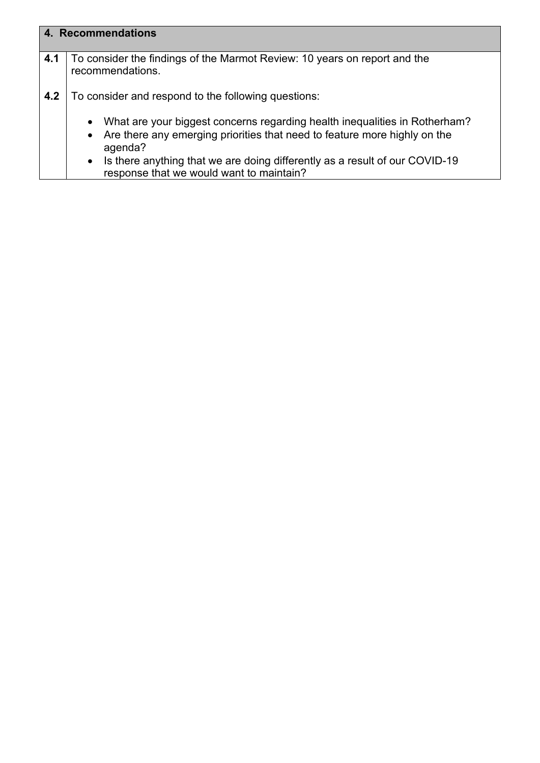## 4. Recommendations

**4.1** To consider the findings of the Marmot Review: 10 years on report and the recommendations.

**4.2** To consider and respond to the following questions:

- What are your biggest concerns regarding health inequalities in Rotherham?
- Are there any emerging priorities that need to feature more highly on the agenda?
- Is there anything that we are doing differently as a result of our COVID-19 response that we would want to maintain?